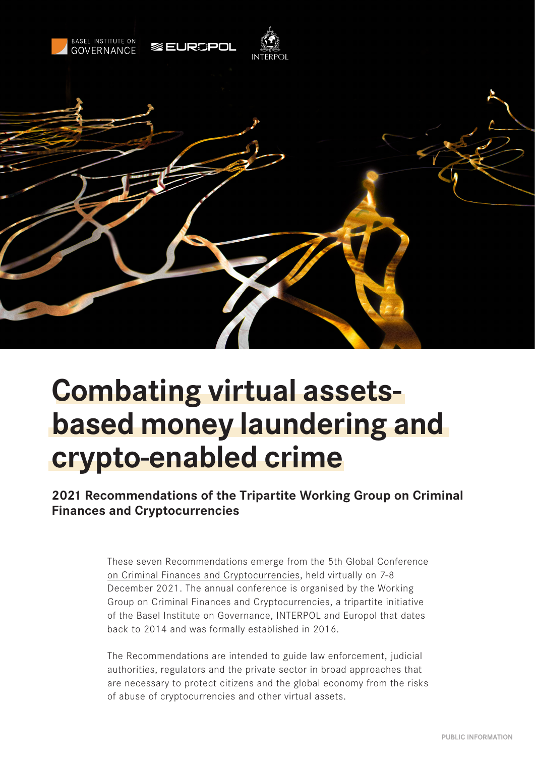BASEL INSTITUTE ON GOVERNANCE EUROPOL INTERPOL

# Combating virtual assets-based money laundering and crypto-enabled crime

## 2021 Recommendations of the Tripartite Working Group on Criminal Finances and Cryptocurrencies

These seven Recommendations emerge from the 5th Global Conference on Criminal Finances and Cryptocurrencies, held virtually on 7-8 December 2021. The annual conference is organised by the Working Group on Criminal Finances and Cryptocurrencies, a tripartite initiative of the Basel Institute on Governance, INTERPOL and Europol that dates back to 2014 and was formally established in 2016.

The Recommendations are intended to guide law enforcement, judicial authorities, regulators and the private sector in broad approaches that are necessary to protect citizens and the global economy from the risks of abuse of cryptocurrencies and other virtual assets.

PUBLIC INFORMATION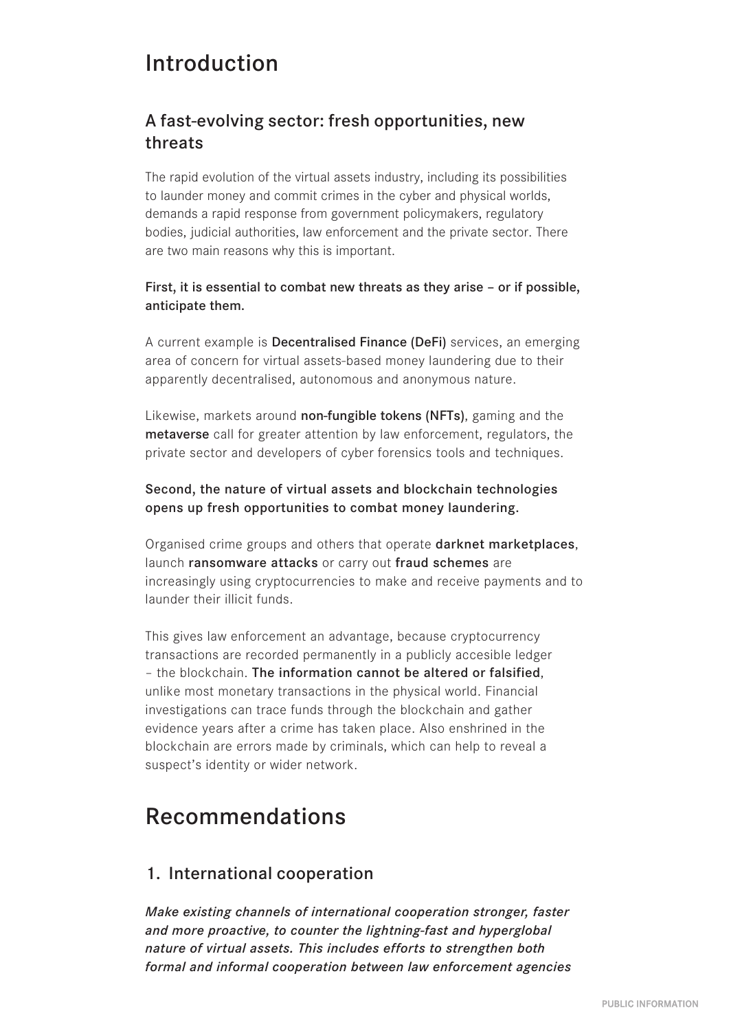# Introduction

## A fast-evolving sector: fresh opportunities, new threats

The rapid evolution of the virtual assets industry, including its possibilities to launder money and commit crimes in the cyber and physical worlds, demands a rapid response from government policymakers, regulatory bodies, judicial authorities, law enforcement and the private sector. There are two main reasons why this is important.

**First, it is essential to combat new threats as they arise – or if possible, anticipate them.**

A current example is **Decentralised Finance (DeFi)** services, an emerging area of concern for virtual assets-based money laundering due to their apparently decentralised, autonomous and anonymous nature.

Likewise, markets around **non-fungible tokens (NFTs)**, gaming and the **metaverse** call for greater attention by law enforcement, regulators, the private sector and developers of cyber forensics tools and techniques.

**Second, the nature of virtual assets and blockchain technologies opens up fresh opportunities to combat money laundering.**

Organised crime groups and others that operate **darknet marketplaces**, launch **ransomware attacks** or carry out **fraud schemes** are increasingly using cryptocurrencies to make and receive payments and to launder their illicit funds.

This gives law enforcement an advantage, because cryptocurrency transactions are recorded permanently in a publicly accesible ledger – the blockchain. **The information cannot be altered or falsified**, unlike most monetary transactions in the physical world. Financial investigations can trace funds through the blockchain and gather evidence years after a crime has taken place. Also enshrined in the blockchain are errors made by criminals, which can help to reveal a suspect's identity or wider network.

# Recommendations

## 1. International cooperation

***Make existing channels of international cooperation stronger, faster and more proactive, to counter the lightning-fast and hyperglobal nature of virtual assets. This includes efforts to strengthen both formal and informal cooperation between law enforcement agencies***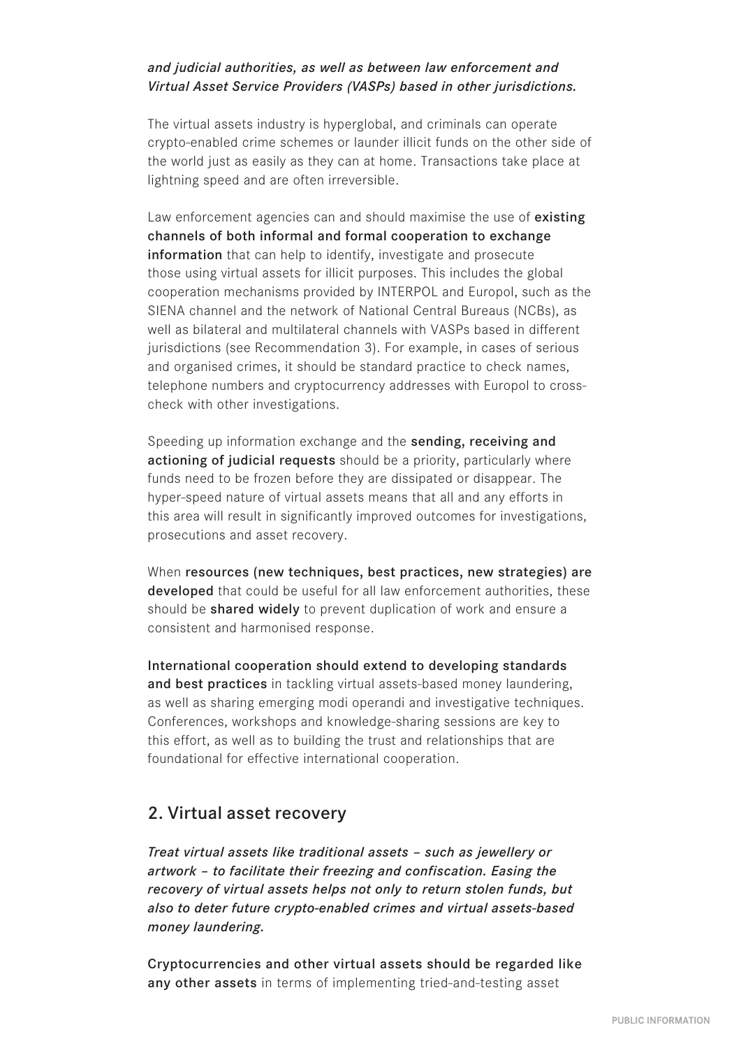*and judicial authorities, as well as between law enforcement and Virtual Asset Service Providers (VASPs) based in other jurisdictions.*

The virtual assets industry is hyperglobal, and criminals can operate crypto-enabled crime schemes or launder illicit funds on the other side of the world just as easily as they can at home. Transactions take place at lightning speed and are often irreversible.

Law enforcement agencies can and should maximise the use of **existing channels of both informal and formal cooperation to exchange information** that can help to identify, investigate and prosecute those using virtual assets for illicit purposes. This includes the global cooperation mechanisms provided by INTERPOL and Europol, such as the SIENA channel and the network of National Central Bureaus (NCBs), as well as bilateral and multilateral channels with VASPs based in different jurisdictions (see Recommendation 3). For example, in cases of serious and organised crimes, it should be standard practice to check names, telephone numbers and cryptocurrency addresses with Europol to cross-check with other investigations.

Speeding up information exchange and the **sending, receiving and actioning of judicial requests** should be a priority, particularly where funds need to be frozen before they are dissipated or disappear. The hyper-speed nature of virtual assets means that all and any efforts in this area will result in significantly improved outcomes for investigations, prosecutions and asset recovery.

When **resources (new techniques, best practices, new strategies) are developed** that could be useful for all law enforcement authorities, these should be **shared widely** to prevent duplication of work and ensure a consistent and harmonised response.

**International cooperation should extend to developing standards and best practices** in tackling virtual assets-based money laundering, as well as sharing emerging modi operandi and investigative techniques. Conferences, workshops and knowledge-sharing sessions are key to this effort, as well as to building the trust and relationships that are foundational for effective international cooperation.

## 2. Virtual asset recovery

*Treat virtual assets like traditional assets – such as jewellery or artwork – to facilitate their freezing and confiscation. Easing the recovery of virtual assets helps not only to return stolen funds, but also to deter future crypto-enabled crimes and virtual assets-based money laundering.*

**Cryptocurrencies and other virtual assets should be regarded like any other assets** in terms of implementing tried-and-testing asset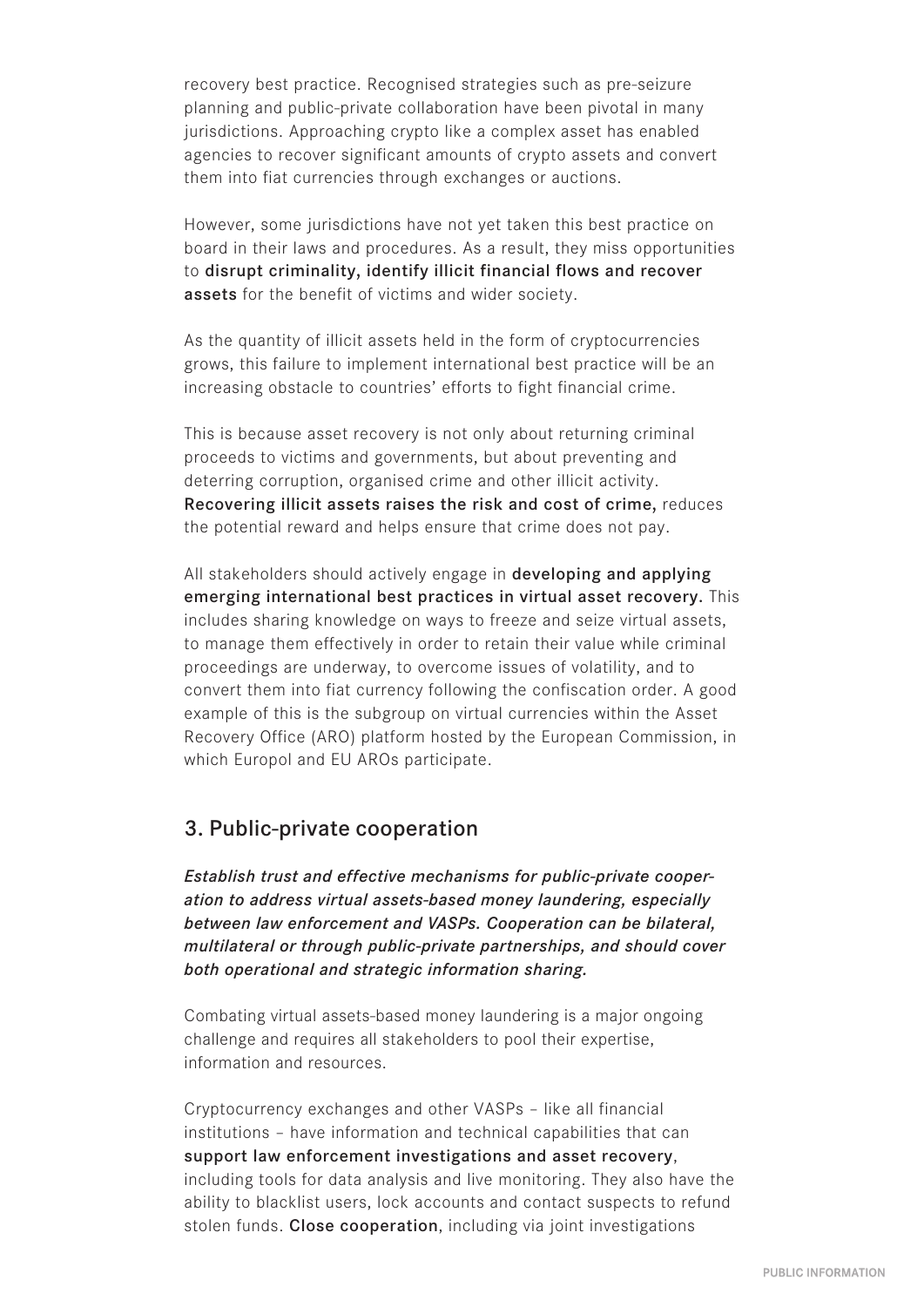recovery best practice. Recognised strategies such as pre-seizure planning and public-private collaboration have been pivotal in many jurisdictions. Approaching crypto like a complex asset has enabled agencies to recover significant amounts of crypto assets and convert them into fiat currencies through exchanges or auctions.

However, some jurisdictions have not yet taken this best practice on board in their laws and procedures. As a result, they miss opportunities to **disrupt criminality, identify illicit financial flows and recover assets** for the benefit of victims and wider society.

As the quantity of illicit assets held in the form of cryptocurrencies grows, this failure to implement international best practice will be an increasing obstacle to countries' efforts to fight financial crime.

This is because asset recovery is not only about returning criminal proceeds to victims and governments, but about preventing and deterring corruption, organised crime and other illicit activity. **Recovering illicit assets raises the risk and cost of crime,** reduces the potential reward and helps ensure that crime does not pay.

All stakeholders should actively engage in **developing and applying emerging international best practices in virtual asset recovery.** This includes sharing knowledge on ways to freeze and seize virtual assets, to manage them effectively in order to retain their value while criminal proceedings are underway, to overcome issues of volatility, and to convert them into fiat currency following the confiscation order. A good example of this is the subgroup on virtual currencies within the Asset Recovery Office (ARO) platform hosted by the European Commission, in which Europol and EU AROs participate.

## 3. Public-private cooperation

***Establish trust and effective mechanisms for public-private cooperation to address virtual assets-based money laundering, especially between law enforcement and VASPs. Cooperation can be bilateral, multilateral or through public-private partnerships, and should cover both operational and strategic information sharing.***

Combating virtual assets-based money laundering is a major ongoing challenge and requires all stakeholders to pool their expertise, information and resources.

Cryptocurrency exchanges and other VASPs – like all financial institutions – have information and technical capabilities that can **support law enforcement investigations and asset recovery**, including tools for data analysis and live monitoring. They also have the ability to blacklist users, lock accounts and contact suspects to refund stolen funds. **Close cooperation**, including via joint investigations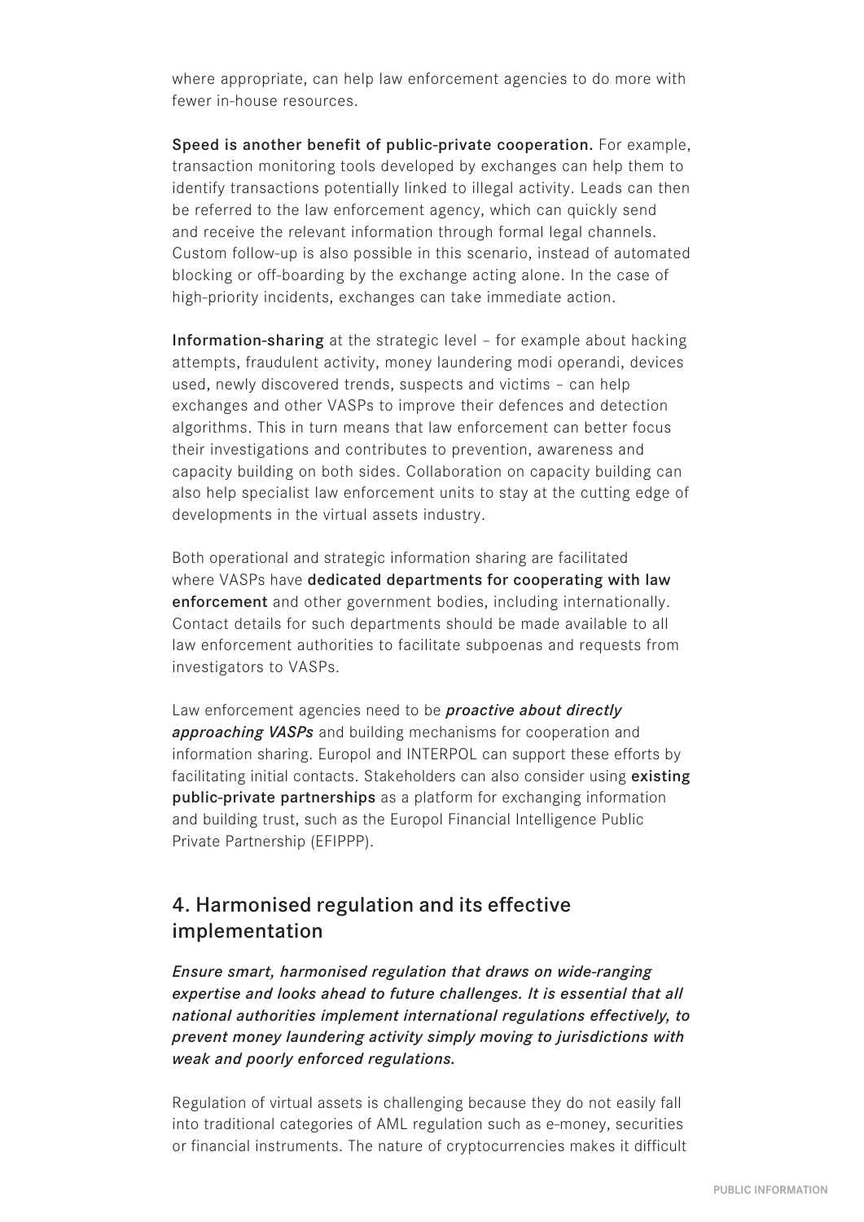where appropriate, can help law enforcement agencies to do more with fewer in-house resources.

**Speed is another benefit of public-private cooperation.** For example, transaction monitoring tools developed by exchanges can help them to identify transactions potentially linked to illegal activity. Leads can then be referred to the law enforcement agency, which can quickly send and receive the relevant information through formal legal channels. Custom follow-up is also possible in this scenario, instead of automated blocking or off-boarding by the exchange acting alone. In the case of high-priority incidents, exchanges can take immediate action.

**Information-sharing** at the strategic level – for example about hacking attempts, fraudulent activity, money laundering modi operandi, devices used, newly discovered trends, suspects and victims – can help exchanges and other VASPs to improve their defences and detection algorithms. This in turn means that law enforcement can better focus their investigations and contributes to prevention, awareness and capacity building on both sides. Collaboration on capacity building can also help specialist law enforcement units to stay at the cutting edge of developments in the virtual assets industry.

Both operational and strategic information sharing are facilitated where VASPs have **dedicated departments for cooperating with law enforcement** and other government bodies, including internationally. Contact details for such departments should be made available to all law enforcement authorities to facilitate subpoenas and requests from investigators to VASPs.

Law enforcement agencies need to be ***proactive about directly approaching VASPs*** and building mechanisms for cooperation and information sharing. Europol and INTERPOL can support these efforts by facilitating initial contacts. Stakeholders can also consider using **existing public-private partnerships** as a platform for exchanging information and building trust, such as the Europol Financial Intelligence Public Private Partnership (EFIPPP).

## 4. Harmonised regulation and its effective implementation

***Ensure smart, harmonised regulation that draws on wide-ranging expertise and looks ahead to future challenges. It is essential that all national authorities implement international regulations effectively, to prevent money laundering activity simply moving to jurisdictions with weak and poorly enforced regulations.***

Regulation of virtual assets is challenging because they do not easily fall into traditional categories of AML regulation such as e-money, securities or financial instruments. The nature of cryptocurrencies makes it difficult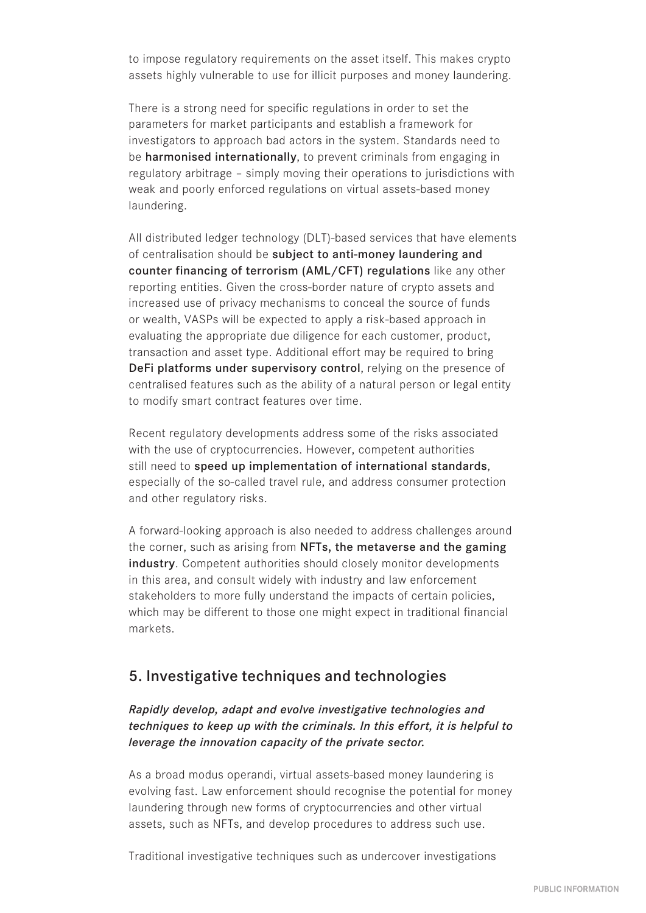to impose regulatory requirements on the asset itself. This makes crypto assets highly vulnerable to use for illicit purposes and money laundering.

There is a strong need for specific regulations in order to set the parameters for market participants and establish a framework for investigators to approach bad actors in the system. Standards need to be **harmonised internationally**, to prevent criminals from engaging in regulatory arbitrage – simply moving their operations to jurisdictions with weak and poorly enforced regulations on virtual assets-based money laundering.

All distributed ledger technology (DLT)-based services that have elements of centralisation should be **subject to anti-money laundering and counter financing of terrorism (AML/CFT) regulations** like any other reporting entities. Given the cross-border nature of crypto assets and increased use of privacy mechanisms to conceal the source of funds or wealth, VASPs will be expected to apply a risk-based approach in evaluating the appropriate due diligence for each customer, product, transaction and asset type. Additional effort may be required to bring **DeFi platforms under supervisory control**, relying on the presence of centralised features such as the ability of a natural person or legal entity to modify smart contract features over time.

Recent regulatory developments address some of the risks associated with the use of cryptocurrencies. However, competent authorities still need to **speed up implementation of international standards**, especially of the so-called travel rule, and address consumer protection and other regulatory risks.

A forward-looking approach is also needed to address challenges around the corner, such as arising from **NFTs, the metaverse and the gaming industry**. Competent authorities should closely monitor developments in this area, and consult widely with industry and law enforcement stakeholders to more fully understand the impacts of certain policies, which may be different to those one might expect in traditional financial markets.

## 5. Investigative techniques and technologies

***Rapidly develop, adapt and evolve investigative technologies and techniques to keep up with the criminals. In this effort, it is helpful to leverage the innovation capacity of the private sector.***

As a broad modus operandi, virtual assets-based money laundering is evolving fast. Law enforcement should recognise the potential for money laundering through new forms of cryptocurrencies and other virtual assets, such as NFTs, and develop procedures to address such use.

Traditional investigative techniques such as undercover investigations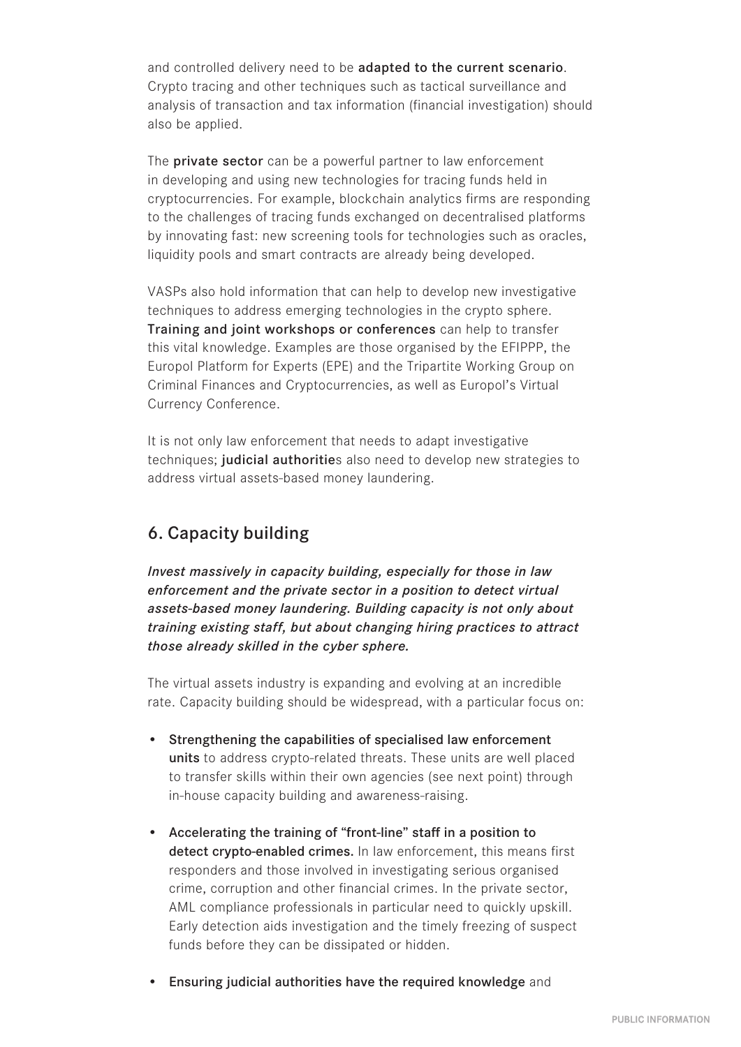and controlled delivery need to be **adapted to the current scenario**. Crypto tracing and other techniques such as tactical surveillance and analysis of transaction and tax information (financial investigation) should also be applied.

The **private sector** can be a powerful partner to law enforcement in developing and using new technologies for tracing funds held in cryptocurrencies. For example, blockchain analytics firms are responding to the challenges of tracing funds exchanged on decentralised platforms by innovating fast: new screening tools for technologies such as oracles, liquidity pools and smart contracts are already being developed.

VASPs also hold information that can help to develop new investigative techniques to address emerging technologies in the crypto sphere. **Training and joint workshops or conferences** can help to transfer this vital knowledge. Examples are those organised by the EFIPPP, the Europol Platform for Experts (EPE) and the Tripartite Working Group on Criminal Finances and Cryptocurrencies, as well as Europol's Virtual Currency Conference.

It is not only law enforcement that needs to adapt investigative techniques; **judicial authoritie**s also need to develop new strategies to address virtual assets-based money laundering.

## 6. Capacity building

***Invest massively in capacity building, especially for those in law enforcement and the private sector in a position to detect virtual assets-based money laundering. Building capacity is not only about training existing staff, but about changing hiring practices to attract those already skilled in the cyber sphere.***

The virtual assets industry is expanding and evolving at an incredible rate. Capacity building should be widespread, with a particular focus on:

- **Strengthening the capabilities of specialised law enforcement units** to address crypto-related threats. These units are well placed to transfer skills within their own agencies (see next point) through in-house capacity building and awareness-raising.
- **Accelerating the training of "front-line" staff in a position to detect crypto-enabled crimes.** In law enforcement, this means first responders and those involved in investigating serious organised crime, corruption and other financial crimes. In the private sector, AML compliance professionals in particular need to quickly upskill. Early detection aids investigation and the timely freezing of suspect funds before they can be dissipated or hidden.
- **Ensuring judicial authorities have the required knowledge** and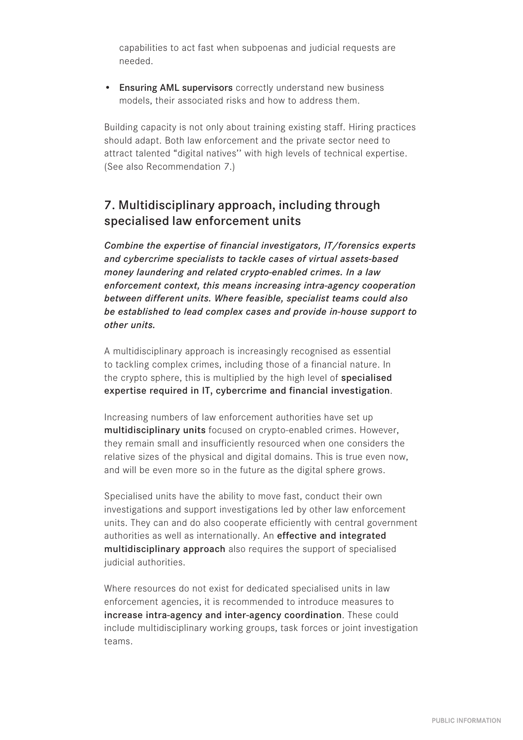capabilities to act fast when subpoenas and judicial requests are needed.

- **Ensuring AML supervisors** correctly understand new business models, their associated risks and how to address them.

Building capacity is not only about training existing staff. Hiring practices should adapt. Both law enforcement and the private sector need to attract talented "digital natives'' with high levels of technical expertise. (See also Recommendation 7.)

## 7. Multidisciplinary approach, including through specialised law enforcement units

***Combine the expertise of financial investigators, IT/forensics experts and cybercrime specialists to tackle cases of virtual assets-based money laundering and related crypto-enabled crimes. In a law enforcement context, this means increasing intra-agency cooperation between different units. Where feasible, specialist teams could also be established to lead complex cases and provide in-house support to other units.***

A multidisciplinary approach is increasingly recognised as essential to tackling complex crimes, including those of a financial nature. In the crypto sphere, this is multiplied by the high level of **specialised expertise required in IT, cybercrime and financial investigation**.

Increasing numbers of law enforcement authorities have set up **multidisciplinary units** focused on crypto-enabled crimes. However, they remain small and insufficiently resourced when one considers the relative sizes of the physical and digital domains. This is true even now, and will be even more so in the future as the digital sphere grows.

Specialised units have the ability to move fast, conduct their own investigations and support investigations led by other law enforcement units. They can and do also cooperate efficiently with central government authorities as well as internationally. An **effective and integrated multidisciplinary approach** also requires the support of specialised judicial authorities.

Where resources do not exist for dedicated specialised units in law enforcement agencies, it is recommended to introduce measures to **increase intra-agency and inter-agency coordination**. These could include multidisciplinary working groups, task forces or joint investigation teams.